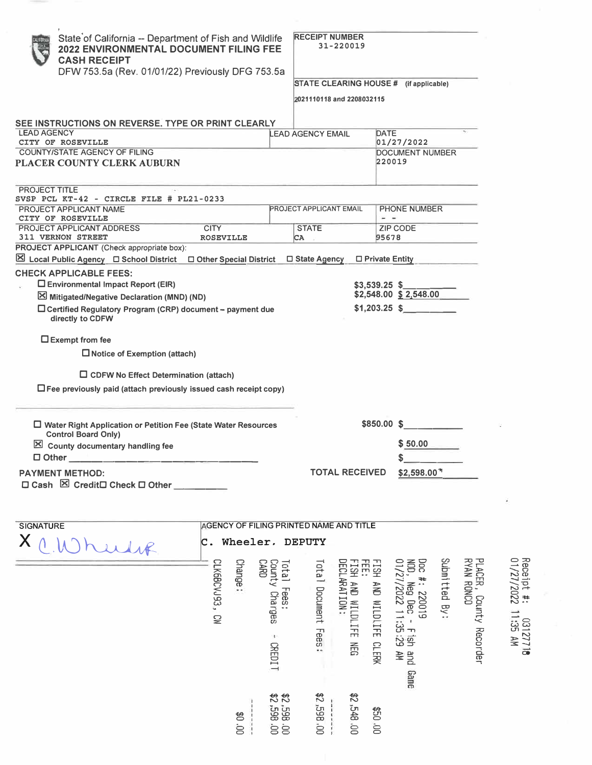State of California -- Department of Fish and Wildlife
**2022 ENVIRONMENTAL DOCUMENT FILING FEE CASH RECEIPT**
DFW 753.5a (Rev. 01/01/22) Previously DFG 753.5a

**RECEIPT NUMBER**
31-220019

**STATE CLEARING HOUSE #** (if applicable)
2021110118 and 2208032115

**SEE INSTRUCTIONS ON REVERSE. TYPE OR PRINT CLEARLY**

| LEAD AGENCY | LEAD AGENCY EMAIL | DATE |
|---|---|---|
| CITY OF ROSEVILLE | | 01/27/2022 |
| COUNTY/STATE AGENCY OF FILING | | DOCUMENT NUMBER |
| PLACER COUNTY CLERK AUBURN | | 220019 |

| PROJECT TITLE | | | |
|---|---|---|---|
| SVSP PCL KT-42 - CIRCLE FILE # PL21-0233 | | | |
| PROJECT APPLICANT NAME | PROJECT APPLICANT EMAIL | | PHONE NUMBER |
| CITY OF ROSEVILLE | | | - - |
| PROJECT APPLICANT ADDRESS | CITY | STATE | ZIP CODE |
| 311 VERNON STREET | ROSEVILLE | CA | 95678 |

**PROJECT APPLICANT** (Check appropriate box):
☒ Local Public Agency ☐ School District ☐ Other Special District ☐ State Agency ☐ Private Entity

**CHECK APPLICABLE FEES:**

| | | |
|---|---|---|
| ☐ Environmental Impact Report (EIR) | $3,539.25 | $ |
| ☒ Mitigated/Negative Declaration (MND) (ND) | $2,548.00 | $ 2,548.00 |
| ☐ Certified Regulatory Program (CRP) document – payment due directly to CDFW | $1,203.25 | $ |

☐ Exempt from fee
☐ Notice of Exemption (attach)
☐ CDFW No Effect Determination (attach)
☐ Fee previously paid (attach previously issued cash receipt copy)

| | | |
|---|---|---|
| ☐ Water Right Application or Petition Fee (State Water Resources Control Board Only) | $850.00 | $ |
| ☒ County documentary handling fee | | $ 50.00 |
| ☐ Other | | $ |

**PAYMENT METHOD:**
☐ Cash ☒ Credit ☐ Check ☐ Other

**TOTAL RECEIVED** $2,598.00

| SIGNATURE | AGENCY OF FILING PRINTED NAME AND TITLE |
|---|---|
| X C. Wheeler | C. Wheeler, DEPUTY |

Receipt #: 03127718
01/27/2022 11:35 AM
PLACER, County Recorder
RYAN RONCO
Submitted By:
Doc #: 220019
NOD, Neg Dec - Fish and Game
01/27/2022 11:35:29 AM

| | |
|---|---|
| FISH AND WILDLIFE CLERK FEE: | $50.00 |
| FISH AND WILDLIFE NEG DECLARATION: | $2,548.00 |
| Total Document Fees: | $2,598.00 |
| Total Fees: | $2,598.00 |
| County Charges - CREDIT CARD | $2,598.00 |
| Change: | $0.00 |

CLK6BCVJ93, CW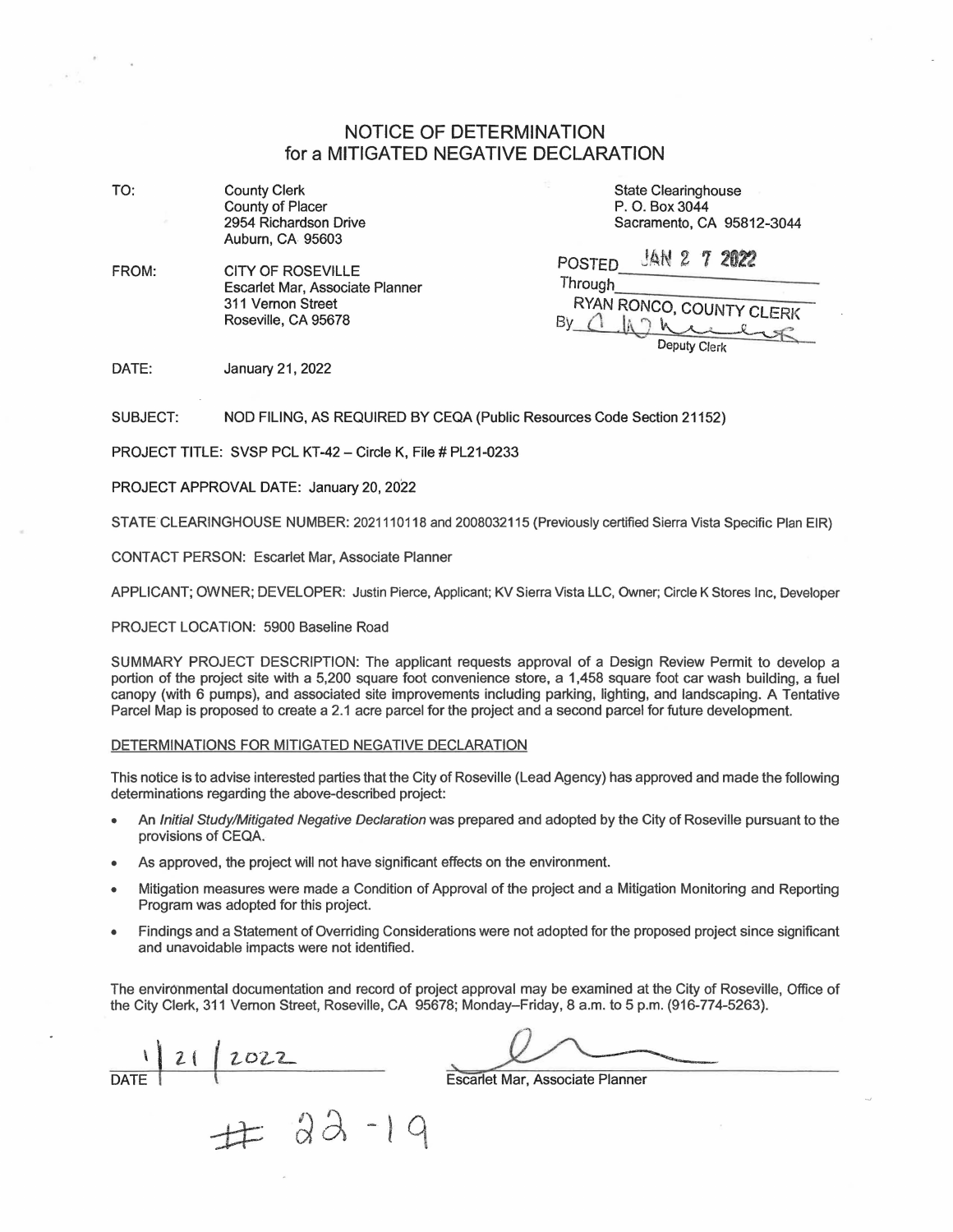# NOTICE OF DETERMINATION
## for a MITIGATED NEGATIVE DECLARATION

TO: County Clerk
County of Placer
2954 Richardson Drive
Auburn, CA 95603

State Clearinghouse
P. O. Box 3044
Sacramento, CA 95812-3044

FROM: CITY OF ROSEVILLE
Escarlet Mar, Associate Planner
311 Vernon Street
Roseville, CA 95678

POSTED JAN 27 2022
Through ______
RYAN RONCO, COUNTY CLERK
By ______
Deputy Clerk

DATE: January 21, 2022

SUBJECT: NOD FILING, AS REQUIRED BY CEQA (Public Resources Code Section 21152)

PROJECT TITLE: SVSP PCL KT-42 – Circle K, File # PL21-0233

PROJECT APPROVAL DATE: January 20, 2022

STATE CLEARINGHOUSE NUMBER: 2021110118 and 2008032115 (Previously certified Sierra Vista Specific Plan EIR)

CONTACT PERSON: Escarlet Mar, Associate Planner

APPLICANT; OWNER; DEVELOPER: Justin Pierce, Applicant; KV Sierra Vista LLC, Owner; Circle K Stores Inc, Developer

PROJECT LOCATION: 5900 Baseline Road

SUMMARY PROJECT DESCRIPTION: The applicant requests approval of a Design Review Permit to develop a portion of the project site with a 5,200 square foot convenience store, a 1,458 square foot car wash building, a fuel canopy (with 6 pumps), and associated site improvements including parking, lighting, and landscaping. A Tentative Parcel Map is proposed to create a 2.1 acre parcel for the project and a second parcel for future development.

DETERMINATIONS FOR MITIGATED NEGATIVE DECLARATION

This notice is to advise interested parties that the City of Roseville (Lead Agency) has approved and made the following determinations regarding the above-described project:

- An *Initial Study/Mitigated Negative Declaration* was prepared and adopted by the City of Roseville pursuant to the provisions of CEQA.
- As approved, the project will not have significant effects on the environment.
- Mitigation measures were made a Condition of Approval of the project and a Mitigation Monitoring and Reporting Program was adopted for this project.
- Findings and a Statement of Overriding Considerations were not adopted for the proposed project since significant and unavoidable impacts were not identified.

The environmental documentation and record of project approval may be examined at the City of Roseville, Office of the City Clerk, 311 Vernon Street, Roseville, CA 95678; Monday–Friday, 8 a.m. to 5 p.m. (916-774-5263).

1/21/2022
DATE

Escarlet Mar, Associate Planner

# 22-19